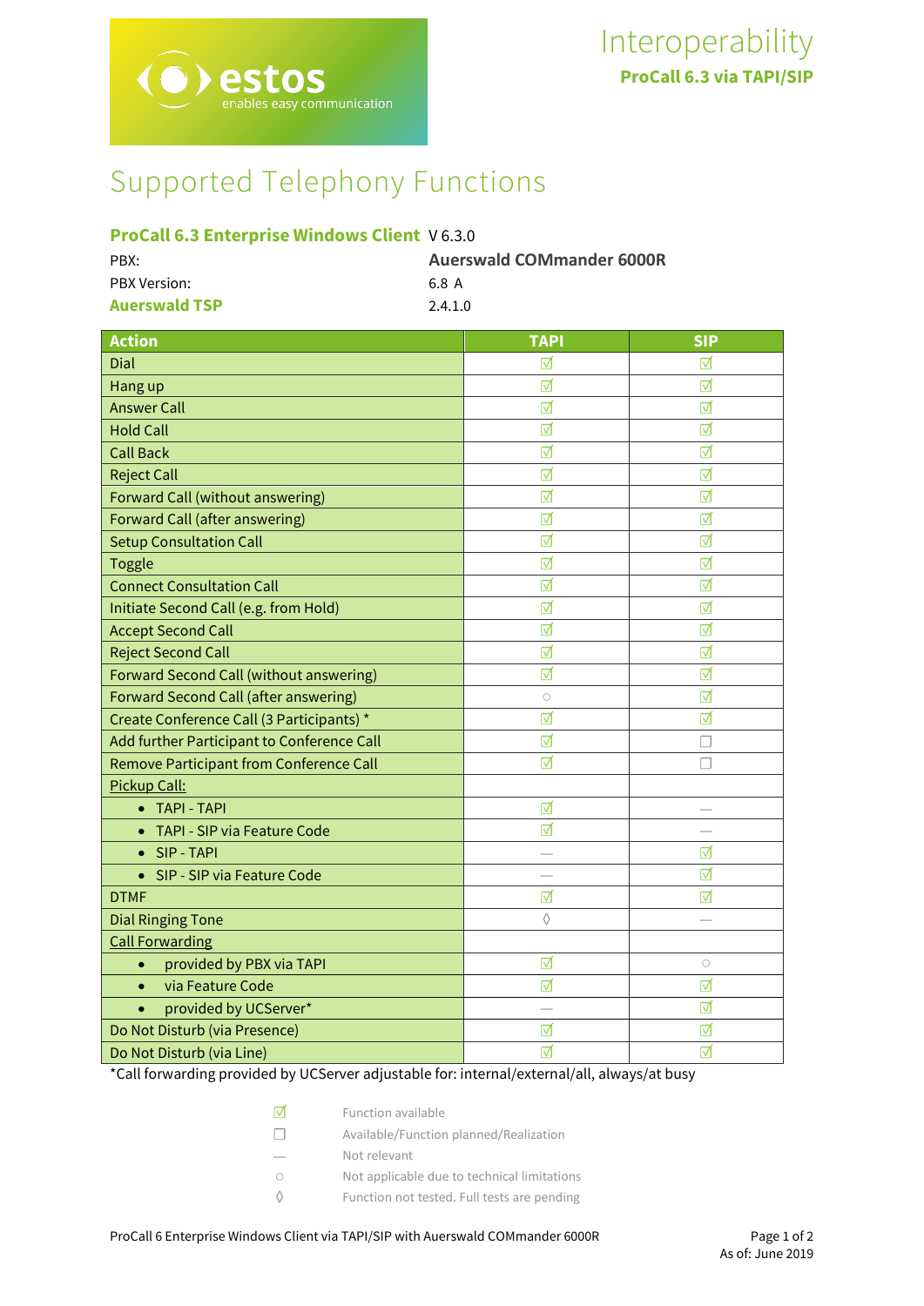# Interoperability

**ProCall 6.3 via TAPI/SIP**

# Supported Telephony Functions

**ProCall 6.3 Enterprise Windows Client** V 6.3.0

| | |
|---|---|
| PBX: | **Auerswald COMmander 6000R** |
| PBX Version: | 6.8 A |
| **Auerswald TSP** | 2.4.1.0 |

| Action | TAPI | SIP |
|---|---|---|
| Dial | ☑ | ☑ |
| Hang up | ☑ | ☑ |
| Answer Call | ☑ | ☑ |
| Hold Call | ☑ | ☑ |
| Call Back | ☑ | ☑ |
| Reject Call | ☑ | ☑ |
| Forward Call (without answering) | ☑ | ☑ |
| Forward Call (after answering) | ☑ | ☑ |
| Setup Consultation Call | ☑ | ☑ |
| Toggle | ☑ | ☑ |
| Connect Consultation Call | ☑ | ☑ |
| Initiate Second Call (e.g. from Hold) | ☑ | ☑ |
| Accept Second Call | ☑ | ☑ |
| Reject Second Call | ☑ | ☑ |
| Forward Second Call (without answering) | ☑ | ☑ |
| Forward Second Call (after answering) | ○ | ☑ |
| Create Conference Call (3 Participants) * | ☑ | ☑ |
| Add further Participant to Conference Call | ☑ | ☐ |
| Remove Participant from Conference Call | ☑ | ☐ |
| Pickup Call: | | |
| • TAPI - TAPI | ☑ | — |
| • TAPI - SIP via Feature Code | ☑ | — |
| • SIP - TAPI | — | ☑ |
| • SIP - SIP via Feature Code | — | ☑ |
| DTMF | ☑ | ☑ |
| Dial Ringing Tone | ◊ | — |
| Call Forwarding | | |
| • provided by PBX via TAPI | ☑ | ○ |
| • via Feature Code | ☑ | ☑ |
| • provided by UCServer* | — | ☑ |
| Do Not Disturb (via Presence) | ☑ | ☑ |
| Do Not Disturb (via Line) | ☑ | ☑ |

*Call forwarding provided by UCServer adjustable for: internal/external/all, always/at busy

| | |
|---|---|
| ☑ | Function available |
| ☐ | Available/Function planned/Realization |
| — | Not relevant |
| ○ | Not applicable due to technical limitations |
| ◊ | Function not tested. Full tests are pending |

ProCall 6 Enterprise Windows Client via TAPI/SIP with Auerswald COMmander 6000R

As of: June 2019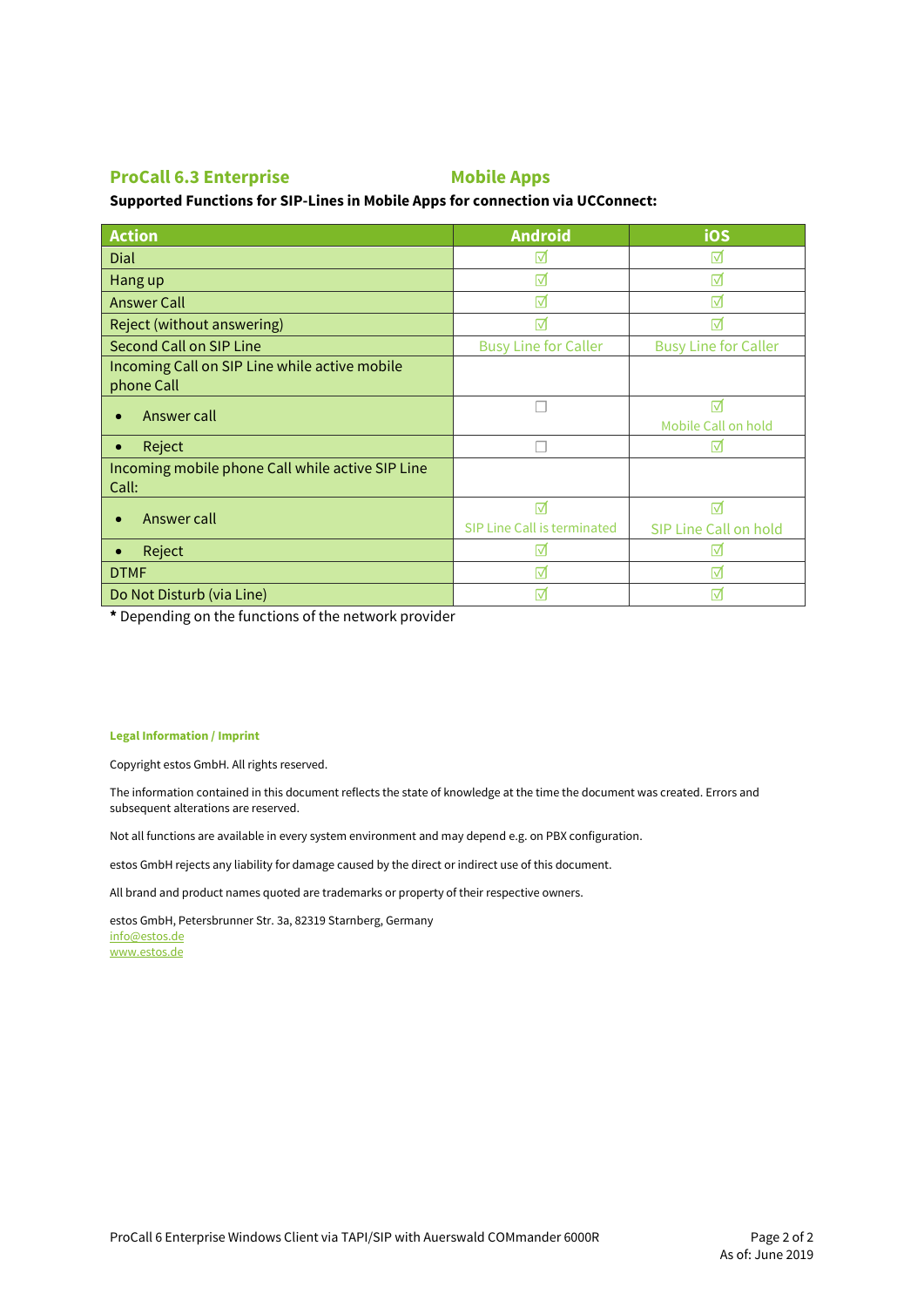## ProCall 6.3 Enterprise Mobile Apps

**Supported Functions for SIP-Lines in Mobile Apps for connection via UCConnect:**

| Action | Android | iOS |
|---|---|---|
| Dial | ☑ | ☑ |
| Hang up | ☑ | ☑ |
| Answer Call | ☑ | ☑ |
| Reject (without answering) | ☑ | ☑ |
| Second Call on SIP Line | Busy Line for Caller | Busy Line for Caller |
| Incoming Call on SIP Line while active mobile phone Call | | |
| • Answer call | ☐ | ☑ Mobile Call on hold |
| • Reject | ☐ | ☑ |
| Incoming mobile phone Call while active SIP Line Call: | | |
| • Answer call | ☑ SIP Line Call is terminated | ☑ SIP Line Call on hold |
| • Reject | ☑ | ☑ |
| DTMF | ☑ | ☑ |
| Do Not Disturb (via Line) | ☑ | ☑ |

**\*** Depending on the functions of the network provider

**Legal Information / Imprint**

Copyright estos GmbH. All rights reserved.

The information contained in this document reflects the state of knowledge at the time the document was created. Errors and subsequent alterations are reserved.

Not all functions are available in every system environment and may depend e.g. on PBX configuration.

estos GmbH rejects any liability for damage caused by the direct or indirect use of this document.

All brand and product names quoted are trademarks or property of their respective owners.

estos GmbH, Petersbrunner Str. 3a, 82319 Starnberg, Germany
info@estos.de
www.estos.de